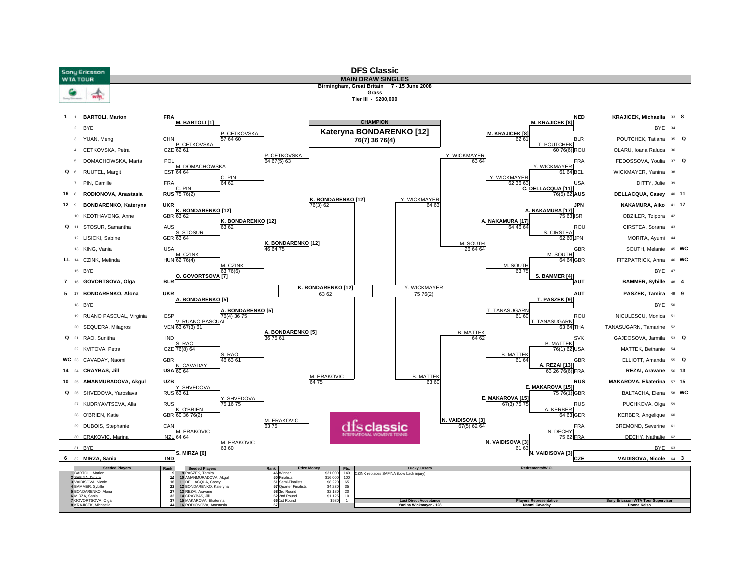# DFS Classic

## MAIN DRAW SINGLES

Birmingham, Great Britain 7 - 15 June 2008
Grass
Tier III - $200,000

**CHAMPION**
**Kateryna BONDARENKO [12]**
**76(7) 36 76(4)**

### Top Half

| Seed | # | Player | Nat | Round 2 | Round 3 | Quarterfinals | Semifinals |
|---|---|---|---|---|---|---|---|
| 1 | 1 | BARTOLI, Marion | FRA | M. BARTOLI [1] | P. CETKOVSKA 57 64 60 | P. CETKOVSKA 64 67(5) 63 | K. BONDARENKO [12] 76(3) 62 |
| | 2 | BYE | | | | | |
| | 3 | YUAN, Meng | CHN | P. CETKOVSKA 62 61 | | | |
| | 4 | CETKOVSKA, Petra | CZE | | | | |
| | 5 | DOMACHOWSKA, Marta | POL | M. DOMACHOWSKA 64 64 | C. PIN 64 62 | | |
| Q | 6 | RUUTEL, Margit | EST | | | | |
| | 7 | PIN, Camille | FRA | C. PIN 75 76(2) | | | |
| 16 | 8 | RODIONOVA, Anastasia | RUS | | | | |
| 12 | 9 | BONDARENKO, Kateryna | UKR | K. BONDARENKO [12] 63 62 | K. BONDARENKO [12] 63 62 | K. BONDARENKO [12] 46 64 75 | |
| | 10 | KEOTHAVONG, Anne | GBR | | | | |
| Q | 11 | STOSUR, Samantha | AUS | S. STOSUR 63 64 | | | |
| | 12 | LISICKI, Sabine | GER | | | | |
| | 13 | KING, Vania | USA | M. CZINK 62 76(4) | M. CZINK 63 76(6) | | |
| LL | 14 | CZINK, Melinda | HUN | | | | |
| | 15 | BYE | | O. GOVORTSOVA [7] | | | |
| 7 | 16 | GOVORTSOVA, Olga | BLR | | | | |
| 5 | 17 | BONDARENKO, Alona | UKR | A. BONDARENKO [5] | A. BONDARENKO [5] 76(4) 36 75 | A. BONDARENKO [5] 36 75 61 | M. ERAKOVIC 64 75 |
| | 18 | BYE | | | | | |
| | 19 | RUANO PASCUAL, Virginia | ESP | V. RUANO PASCUAL 63 67(3) 61 | | | |
| | 20 | SEQUERA, Milagros | VEN | | | | |
| Q | 21 | RAO, Sunitha | IND | S. RAO 76(8) 64 | S. RAO 46 63 61 | | |
| | 22 | KVITOVA, Petra | CZE | | | | |
| WC | 23 | CAVADAY, Naomi | GBR | N. CAVADAY 60 64 | | | |
| 14 | 24 | CRAYBAS, Jill | USA | | | | |
| 10 | 25 | AMANMURADOVA, Akgul | UZB | Y. SHEDOVA 63 61 | Y. SHEDOVA 75 16 75 | M. ERAKOVIC 63 75 | |
| Q | 26 | SHEDOVA, Yaroslava | RUS | | | | |
| | 27 | KUDRYAVTSEVA, Alla | RUS | K. O'BRIEN 60 36 76(2) | | | |
| | 28 | O'BRIEN, Katie | GBR | | | | |
| | 29 | DUBOIS, Stephanie | CAN | M. ERAKOVIC 64 64 | M. ERAKOVIC 63 60 | | |
| | 30 | ERAKOVIC, Marina | NZL | | | | |
| | 31 | BYE | | S. MIRZA [6] | | | |
| 6 | 32 | MIRZA, Sania | IND | | | | |

Semifinal: K. BONDARENKO [12] 63 62

### Bottom Half

| Seed | # | Player | Nat | Round 2 | Round 3 | Quarterfinals | Semifinals |
|---|---|---|---|---|---|---|---|
| 8 | 33 | KRAJICEK, Michaella | NED | M. KRAJICEK [8] | M. KRAJICEK [8] 62 61 | Y. WICKMAYER 63 64 | Y. WICKMAYER 64 63 |
| | 34 | BYE | | | | | |
| Q | 35 | POUTCHEK, Tatiana | BLR | T. POUTCHEK 60 76(6) | | | |
| | 36 | OLARU, Ioana Raluca | ROU | | | | |
| Q | 37 | FEDOSSOVA, Youlia | FRA | Y. WICKMAYER 61 64 | Y. WICKMAYER 62 36 63 | | |
| | 38 | WICKMAYER, Yanina | BEL | | | | |
| | 39 | DITTY, Julie | USA | C. DELLACQUA [11] 76(5) 62 | | | |
| 11 | 40 | DELLACQUA, Casey | AUS | | | | |
| 17 | 41 | NAKAMURA, Aiko | JPN | A. NAKAMURA [17] 75 63 | A. NAKAMURA [17] 64 46 64 | M. SOUTH 26 64 64 | |
| | 42 | OBZILER, Tzipora | ISR | | | | |
| | 43 | CIRSTEA, Sorana | ROU | S. CIRSTEA 62 60 | | | |
| | 44 | MORITA, Ayumi | JPN | | | | |
| WC | 45 | SOUTH, Melanie | GBR | M. SOUTH 64 64 | M. SOUTH 63 75 | | |
| WC | 46 | FITZPATRICK, Anna | GBR | | | | |
| | 47 | BYE | | S. BAMMER [4] | | | |
| 4 | 48 | BAMMER, Sybille | AUT | | | | |
| 9 | 49 | PASZEK, Tamira | AUT | T. PASZEK [9] | T. TANASUGARN 61 60 | B. MATTEK 64 62 | B. MATTEK 63 60 |
| | 50 | BYE | | | | | |
| | 51 | NICULESCU, Monica | ROU | T. TANASUGARN 63 64 | | | |
| | 52 | TANASUGARN, Tamarine | THA | | | | |
| Q | 53 | GAJDOSOVA, Jarmila | SVK | B. MATTEK 76(1) 62 | B. MATTEK 61 64 | | |
| | 54 | MATTEK, Bethanie | USA | | | | |
| Q | 55 | ELLIOTT, Amanda | GBR | A. REZAI [13] 63 26 76(6) | | | |
| 13 | 56 | REZAI, Aravane | FRA | | | | |
| 15 | 57 | MAKAROVA, Ekaterina | RUS | E. MAKAROVA [15] 75 76(1) | E. MAKAROVA [15] 67(3) 75 75 | N. VAIDISOVA [3] 67(5) 62 64 | |
| WC | 58 | BALTACHA, Elena | GBR | | | | |
| | 59 | PUCHKOVA, Olga | RUS | A. KERBER 64 63 | | | |
| | 60 | KERBER, Angelique | GER | | | | |
| | 61 | BREMOND, Severine | FRA | N. DECHY 75 62 | N. VAIDISOVA [3] 61 63 | | |
| | 62 | DECHY, Nathalie | FRA | | | | |
| | 63 | BYE | | N. VAIDISOVA [3] | | | |
| 3 | 64 | VAIDISOVA, Nicole | CZE | | | | |

Semifinal: Y. WICKMAYER 75 76(2)

dfs classic INTERNATIONAL WOMEN'S TENNIS

| Seeded Players | Rank | Seeded Players | Rank |
|---|---|---|---|
| 1 BARTOLI, Marion | 9 | 9 PASZEK, Tamira | 46 |
| 2 SAFINA, Dinara | 14 | 10 AMANMURADOVA, Akgul | 50 |
| 3 VAIDISOVA, Nicole | 16 | 11 DELLACQUA, Casey | 51 |
| 4 BAMMER, Sybille | 22 | 12 BONDARENKO, Kateryna | 57 |
| 5 BONDARENKO, Alona | 27 | 13 REZAI, Aravane | 58 |
| 6 MIRZA, Sania | 32 | 14 CRAYBAS, Jill | 62 |
| 7 GOVORTSOVA, Olga | 37 | 15 MAKAROVA, Ekaterina | 66 |
| 8 KRAJICEK, Michaella | 44 | 16 RODIONOVA, Anastasia | 67 |

| Prize Money | | Pts. |
|---|---|---|
| Winner | $31,000 | 140 |
| Finalists | $16,000 | 100 |
| Semi-Finalists | $8,220 | 65 |
| Quarter Finalists | $4,230 | 35 |
| 3rd Round | $2,180 | 20 |
| 2nd Round | $1,125 | 10 |
| 1st Round | $580 | 1 |

**Lucky Losers**
CZINK replaces SAFINA (Low back injury)

**Retirements/W.O.**

**Last Direct Acceptance**
Yanina Wickmayer - 128

**Players Representative**
Naomi Cavaday

**Sony Ericsson WTA Tour Supervisor**
Donna Kelso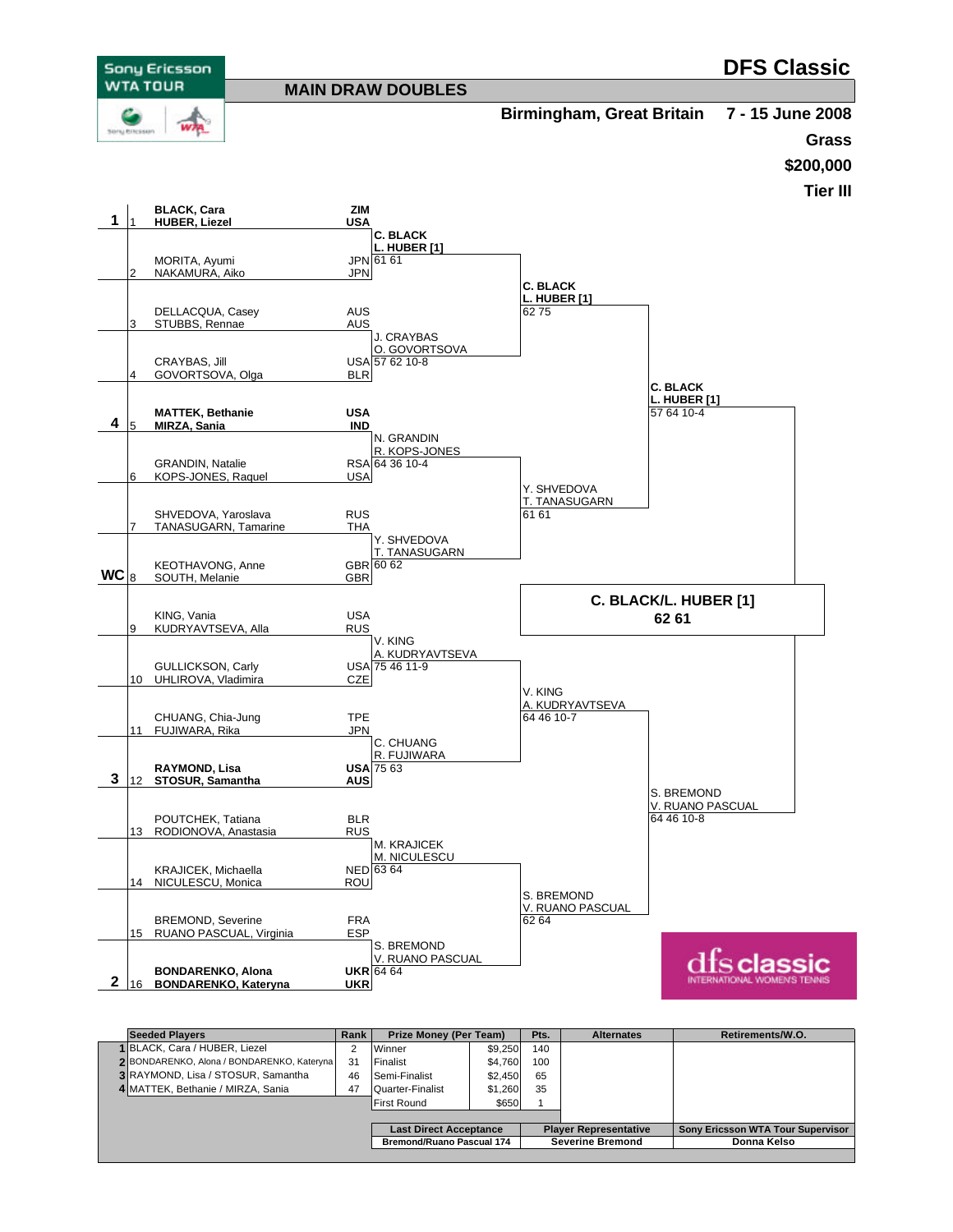# DFS Classic

Sony Ericsson WTA TOUR

## MAIN DRAW DOUBLES

**Birmingham, Great Britain** **7 - 15 June 2008**

**Grass**

**$200,000**

**Tier III**

### First Round

| Seed | No. | Players | Nat. |
|---|---|---|---|
| 1 | 1 | **BLACK, Cara / HUBER, Liezel** | **ZIM / USA** |
| | 2 | MORITA, Ayumi / NAKAMURA, Aiko | JPN / JPN |
| | 3 | DELLACQUA, Casey / STUBBS, Rennae | AUS / AUS |
| | 4 | CRAYBAS, Jill / GOVORTSOVA, Olga | USA / BLR |
| 4 | 5 | **MATTEK, Bethanie / MIRZA, Sania** | **USA / IND** |
| | 6 | GRANDIN, Natalie / KOPS-JONES, Raquel | RSA / USA |
| | 7 | SHVEDOVA, Yaroslava / TANASUGARN, Tamarine | RUS / THA |
| WC | 8 | KEOTHAVONG, Anne / SOUTH, Melanie | GBR / GBR |
| | 9 | KING, Vania / KUDRYAVTSEVA, Alla | USA / RUS |
| | 10 | GULLICKSON, Carly / UHLIROVA, Vladimira | USA / CZE |
| | 11 | CHUANG, Chia-Jung / FUJIWARA, Rika | TPE / JPN |
| 3 | 12 | **RAYMOND, Lisa / STOSUR, Samantha** | **USA / AUS** |
| | 13 | POUTCHEK, Tatiana / RODIONOVA, Anastasia | BLR / RUS |
| | 14 | KRAJICEK, Michaella / NICULESCU, Monica | NED / ROU |
| | 15 | BREMOND, Severine / RUANO PASCUAL, Virginia | FRA / ESP |
| 2 | 16 | **BONDARENKO, Alona / BONDARENKO, Kateryna** | **UKR / UKR** |

### Second Round (Quarter-Finals)

- **C. BLACK / L. HUBER [1]** 61 61
- J. CRAYBAS / O. GOVORTSOVA 57 62 10-8
- N. GRANDIN / R. KOPS-JONES 64 36 10-4
- Y. SHVEDOVA / T. TANASUGARN 60 62
- V. KING / A. KUDRYAVTSEVA 75 46 11-9
- C. CHUANG / R. FUJIWARA 75 63
- M. KRAJICEK / M. NICULESCU 63 64
- S. BREMOND / V. RUANO PASCUAL 64 64

### Semi-Finals

- **C. BLACK / L. HUBER [1]** 62 75
- Y. SHVEDOVA / T. TANASUGARN 61 61
- V. KING / A. KUDRYAVTSEVA 64 46 10-7
- S. BREMOND / V. RUANO PASCUAL 62 64

### Final

- **C. BLACK / L. HUBER [1]** 57 64 10-4
- S. BREMOND / V. RUANO PASCUAL 64 46 10-8

### Winner

**C. BLACK/L. HUBER [1]**
**62 61**

dfs classic INTERNATIONAL WOMEN'S TENNIS

| | Seeded Players | Rank | Prize Money (Per Team) | | Pts. | Alternates | Retirements/W.O. |
|---|---|---|---|---|---|---|---|
| 1 | BLACK, Cara / HUBER, Liezel | 2 | Winner | $9,250 | 140 | | |
| 2 | BONDARENKO, Alona / BONDARENKO, Kateryna | 31 | Finalist | $4,760 | 100 | | |
| 3 | RAYMOND, Lisa / STOSUR, Samantha | 46 | Semi-Finalist | $2,450 | 65 | | |
| 4 | MATTEK, Bethanie / MIRZA, Sania | 47 | Quarter-Finalist | $1,260 | 35 | | |
| | | | First Round | $650 | 1 | | |

| Last Direct Acceptance | Player Representative | Sony Ericsson WTA Tour Supervisor |
|---|---|---|
| Bremond/Ruano Pascual 174 | Severine Bremond | Donna Kelso |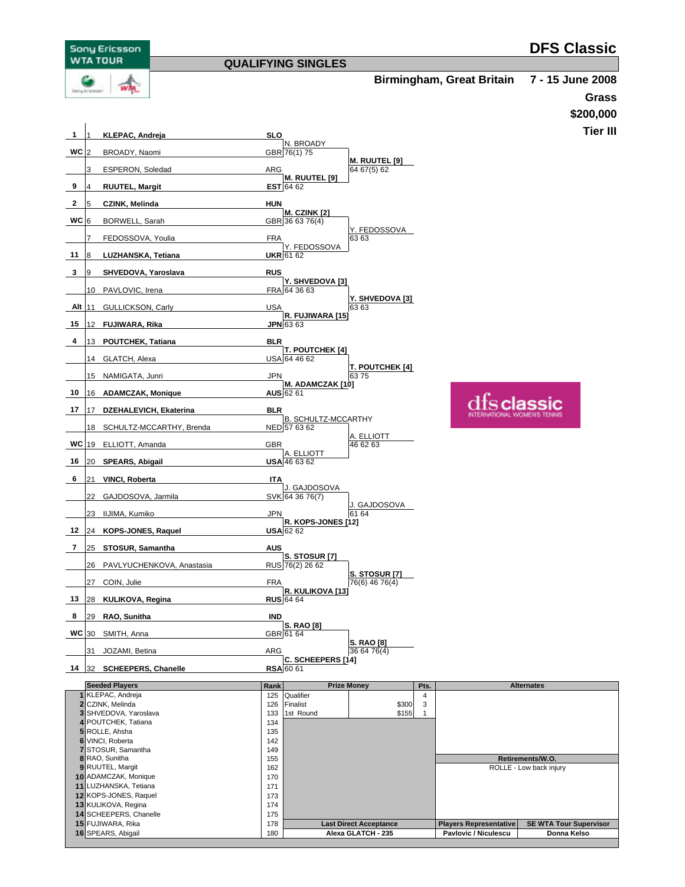# DFS Classic

## QUALIFYING SINGLES

**Birmingham, Great Britain** **7 - 15 June 2008**

**Grass**

**$200,000**

**Tier III**

| Seed | # | Player | Nat | Round 1 | Qualifying Final |
|---|---|---|---|---|---|
| 1 | 1 | **KLEPAC, Andreja** | **SLO** | | |
| | | | | N. BROADY 76(1) 75 | |
| WC | 2 | BROADY, Naomi | GBR | | **M. RUUTEL [9]** 64 67(5) 62 |
| | 3 | ESPERON, Soledad | ARG | | |
| | | | | **M. RUUTEL [9]** 64 62 | |
| 9 | 4 | **RUUTEL, Margit** | **EST** | | |
| 2 | 5 | **CZINK, Melinda** | **HUN** | | |
| | | | | **M. CZINK [2]** 36 63 76(4) | |
| WC | 6 | BORWELL, Sarah | GBR | | Y. FEDOSSOVA 63 63 |
| | 7 | FEDOSSOVA, Youlia | FRA | | |
| | | | | Y. FEDOSSOVA 61 62 | |
| 11 | 8 | **LUZHANSKA, Tetiana** | **UKR** | | |
| 3 | 9 | **SHVEDOVA, Yaroslava** | **RUS** | | |
| | | | | **Y. SHVEDOVA [3]** 64 36 63 | |
| | 10 | PAVLOVIC, Irena | FRA | | **Y. SHVEDOVA [3]** 63 63 |
| Alt | 11 | GULLICKSON, Carly | USA | | |
| | | | | **R. FUJIWARA [15]** 63 63 | |
| 15 | 12 | **FUJIWARA, Rika** | **JPN** | | |
| 4 | 13 | **POUTCHEK, Tatiana** | **BLR** | | |
| | | | | **T. POUTCHEK [4]** 64 46 62 | |
| | 14 | GLATCH, Alexa | USA | | **T. POUTCHEK [4]** 63 75 |
| | 15 | NAMIGATA, Junri | JPN | | |
| | | | | **M. ADAMCZAK [10]** 62 61 | |
| 10 | 16 | **ADAMCZAK, Monique** | **AUS** | | |
| 17 | 17 | **DZEHALEVICH, Ekaterina** | **BLR** | | |
| | | | | B. SCHULTZ-MCCARTHY 57 63 62 | |
| | 18 | SCHULTZ-MCCARTHY, Brenda | NED | | A. ELLIOTT 46 62 63 |
| WC | 19 | ELLIOTT, Amanda | GBR | | |
| | | | | A. ELLIOTT 46 63 62 | |
| 16 | 20 | **SPEARS, Abigail** | **USA** | | |
| 6 | 21 | **VINCI, Roberta** | **ITA** | | |
| | | | | J. GAJDOSOVA 64 36 76(7) | |
| | 22 | GAJDOSOVA, Jarmila | SVK | | J. GAJDOSOVA 61 64 |
| | 23 | IIJIMA, Kumiko | JPN | | |
| | | | | **R. KOPS-JONES [12]** 62 62 | |
| 12 | 24 | **KOPS-JONES, Raquel** | **USA** | | |
| 7 | 25 | **STOSUR, Samantha** | **AUS** | | |
| | | | | **S. STOSUR [7]** 76(2) 26 62 | |
| | 26 | PAVLYUCHENKOVA, Anastasia | RUS | | **S. STOSUR [7]** 76(6) 46 76(4) |
| | 27 | COIN, Julie | FRA | | |
| | | | | **R. KULIKOVA [13]** 64 64 | |
| 13 | 28 | **KULIKOVA, Regina** | **RUS** | | |
| 8 | 29 | **RAO, Sunitha** | **IND** | | |
| | | | | **S. RAO [8]** 61 64 | |
| WC | 30 | SMITH, Anna | GBR | | **S. RAO [8]** 36 64 76(4) |
| | 31 | JOZAMI, Betina | ARG | | |
| | | | | **C. SCHEEPERS [14]** 60 61 | |
| 14 | 32 | **SCHEEPERS, Chanelle** | **RSA** | | |

| Seed | Seeded Players | Rank |
|---|---|---|
| 1 | KLEPAC, Andreja | 125 |
| 2 | CZINK, Melinda | 126 |
| 3 | SHVEDOVA, Yaroslava | 133 |
| 4 | POUTCHEK, Tatiana | 134 |
| 5 | ROLLE, Ahsha | 135 |
| 6 | VINCI, Roberta | 142 |
| 7 | STOSUR, Samantha | 149 |
| 8 | RAO, Sunitha | 155 |
| 9 | RUUTEL, Margit | 162 |
| 10 | ADAMCZAK, Monique | 170 |
| 11 | LUZHANSKA, Tetiana | 171 |
| 12 | KOPS-JONES, Raquel | 173 |
| 13 | KULIKOVA, Regina | 174 |
| 14 | SCHEEPERS, Chanelle | 175 |
| 15 | FUJIWARA, Rika | 178 |
| 16 | SPEARS, Abigail | 180 |

| Prize Money | | Pts. |
|---|---|---|
| Qualifier | | 4 |
| Finalist | $300 | 3 |
| 1st Round | $155 | 1 |

**Last Direct Acceptance:** Alexa GLATCH - 235

**Alternates**

**Retirements/W.O.**

ROLLE - Low back injury

| Players Representative | SE WTA Tour Supervisor |
|---|---|
| Pavlovic / Niculescu | Donna Kelso |